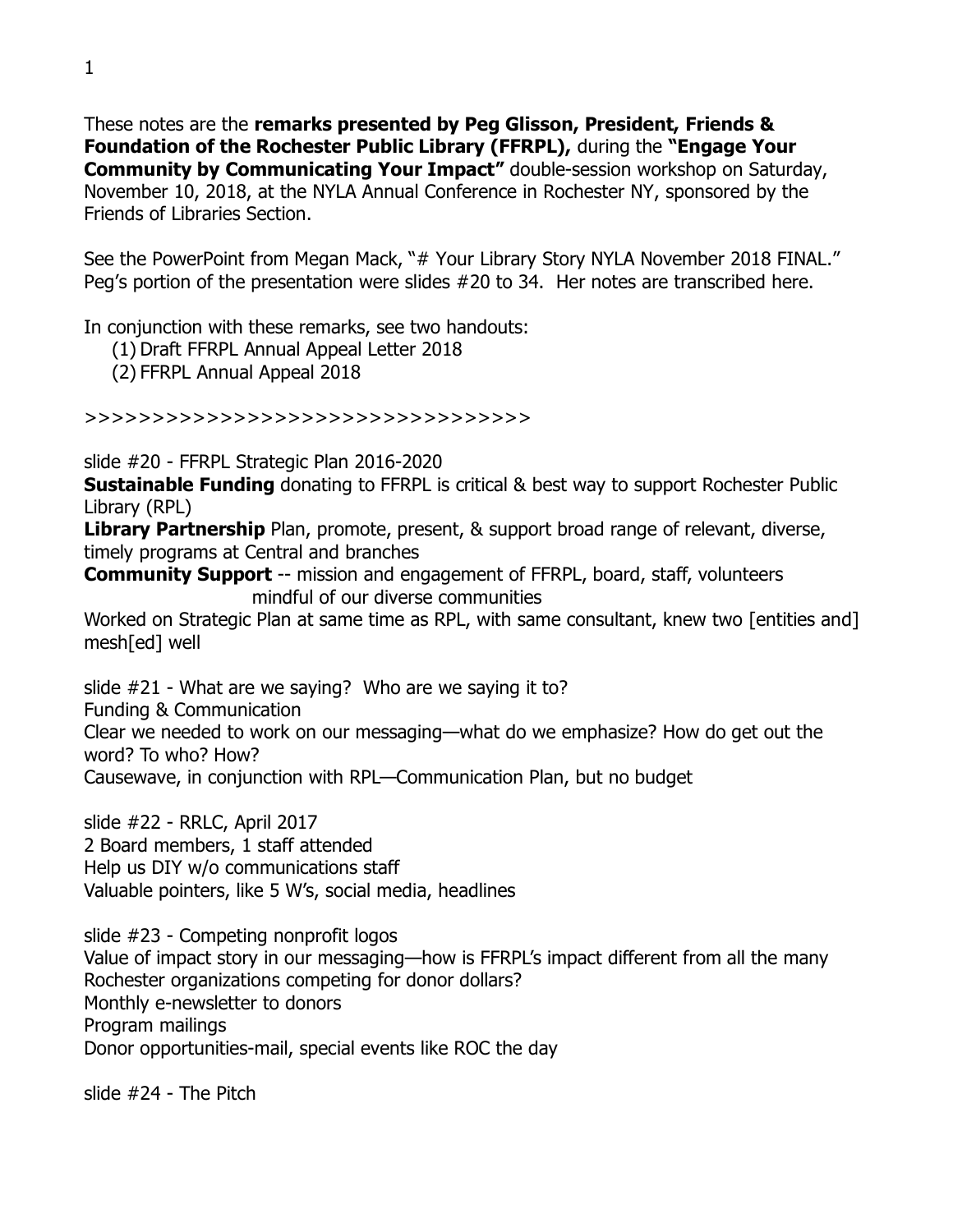These notes are the **remarks presented by Peg Glisson, President, Friends & Foundation of the Rochester Public Library (FFRPL),** during the **"Engage Your Community by Communicating Your Impact"** double-session workshop on Saturday, November 10, 2018, at the NYLA Annual Conference in Rochester NY, sponsored by the Friends of Libraries Section.

See the PowerPoint from Megan Mack, "# Your Library Story NYLA November 2018 FINAL." Peg's portion of the presentation were slides #20 to 34. Her notes are transcribed here.

In conjunction with these remarks, see two handouts:

1. Draft FFRPL Annual Appeal Letter 2018
2. FFRPL Annual Appeal 2018

\>>>>>>>>>>>>>>>>>>>>>>>>>>>>>>>>>

slide #20 - FFRPL Strategic Plan 2016-2020
**Sustainable Funding** donating to FFRPL is critical & best way to support Rochester Public Library (RPL)
**Library Partnership** Plan, promote, present, & support broad range of relevant, diverse, timely programs at Central and branches
**Community Support** -- mission and engagement of FFRPL, board, staff, volunteers mindful of our diverse communities
Worked on Strategic Plan at same time as RPL, with same consultant, knew two [entities and] mesh[ed] well

slide #21 - What are we saying? Who are we saying it to?
Funding & Communication
Clear we needed to work on our messaging—what do we emphasize? How do get out the word? To who? How?
Causewave, in conjunction with RPL—Communication Plan, but no budget

slide #22 - RRLC, April 2017
2 Board members, 1 staff attended
Help us DIY w/o communications staff
Valuable pointers, like 5 W's, social media, headlines

slide #23 - Competing nonprofit logos
Value of impact story in our messaging—how is FFRPL's impact different from all the many Rochester organizations competing for donor dollars?
Monthly e-newsletter to donors
Program mailings
Donor opportunities-mail, special events like ROC the day

slide #24 - The Pitch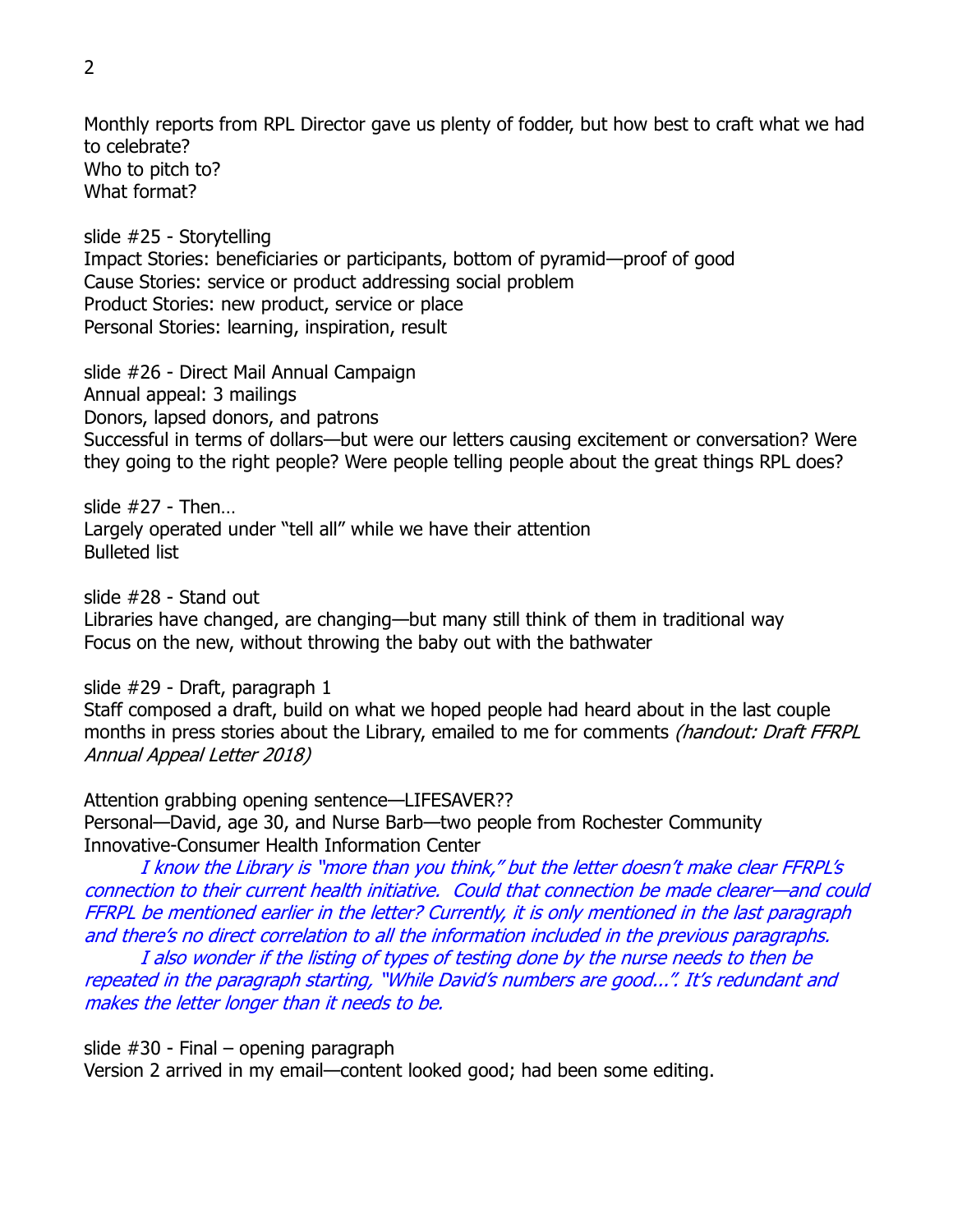Monthly reports from RPL Director gave us plenty of fodder, but how best to craft what we had to celebrate?
Who to pitch to?
What format?

slide #25 - Storytelling
Impact Stories: beneficiaries or participants, bottom of pyramid—proof of good
Cause Stories: service or product addressing social problem
Product Stories: new product, service or place
Personal Stories: learning, inspiration, result

slide #26 - Direct Mail Annual Campaign
Annual appeal: 3 mailings
Donors, lapsed donors, and patrons
Successful in terms of dollars—but were our letters causing excitement or conversation? Were they going to the right people? Were people telling people about the great things RPL does?

slide #27 - Then…
Largely operated under "tell all" while we have their attention
Bulleted list

slide #28 - Stand out
Libraries have changed, are changing—but many still think of them in traditional way
Focus on the new, without throwing the baby out with the bathwater

slide #29 - Draft, paragraph 1
Staff composed a draft, build on what we hoped people had heard about in the last couple months in press stories about the Library, emailed to me for comments *(handout: Draft FFRPL Annual Appeal Letter 2018)*

Attention grabbing opening sentence—LIFESAVER??
Personal—David, age 30, and Nurse Barb—two people from Rochester Community Innovative-Consumer Health Information Center

*I know the Library is "more than you think," but the letter doesn't make clear FFRPL's connection to their current health initiative. Could that connection be made clearer—and could FFRPL be mentioned earlier in the letter? Currently, it is only mentioned in the last paragraph and there's no direct correlation to all the information included in the previous paragraphs.*

*I also wonder if the listing of types of testing done by the nurse needs to then be repeated in the paragraph starting, "While David's numbers are good…". It's redundant and makes the letter longer than it needs to be.*

slide #30 - Final – opening paragraph
Version 2 arrived in my email—content looked good; had been some editing.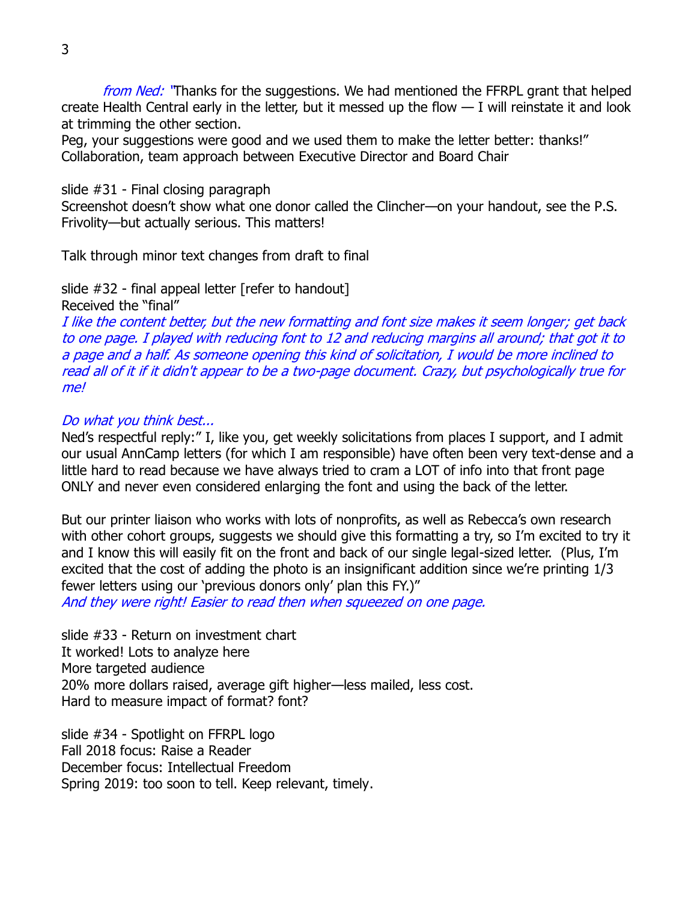*from Ned:* "Thanks for the suggestions. We had mentioned the FFRPL grant that helped create Health Central early in the letter, but it messed up the flow — I will reinstate it and look at trimming the other section.
Peg, your suggestions were good and we used them to make the letter better: thanks!"
Collaboration, team approach between Executive Director and Board Chair

slide #31 - Final closing paragraph
Screenshot doesn't show what one donor called the Clincher—on your handout, see the P.S.
Frivolity—but actually serious. This matters!

Talk through minor text changes from draft to final

slide #32 - final appeal letter [refer to handout]
Received the "final"
*I like the content better, but the new formatting and font size makes it seem longer; get back to one page. I played with reducing font to 12 and reducing margins all around; that got it to a page and a half. As someone opening this kind of solicitation, I would be more inclined to read all of it if it didn't appear to be a two-page document. Crazy, but psychologically true for me!*

*Do what you think best...*
Ned's respectful reply:" I, like you, get weekly solicitations from places I support, and I admit our usual AnnCamp letters (for which I am responsible) have often been very text-dense and a little hard to read because we have always tried to cram a LOT of info into that front page ONLY and never even considered enlarging the font and using the back of the letter.

But our printer liaison who works with lots of nonprofits, as well as Rebecca's own research with other cohort groups, suggests we should give this formatting a try, so I'm excited to try it and I know this will easily fit on the front and back of our single legal-sized letter. (Plus, I'm excited that the cost of adding the photo is an insignificant addition since we're printing 1/3 fewer letters using our 'previous donors only' plan this FY.)"
*And they were right! Easier to read then when squeezed on one page.*

slide #33 - Return on investment chart
It worked! Lots to analyze here
More targeted audience
20% more dollars raised, average gift higher—less mailed, less cost.
Hard to measure impact of format? font?

slide #34 - Spotlight on FFRPL logo
Fall 2018 focus: Raise a Reader
December focus: Intellectual Freedom
Spring 2019: too soon to tell. Keep relevant, timely.